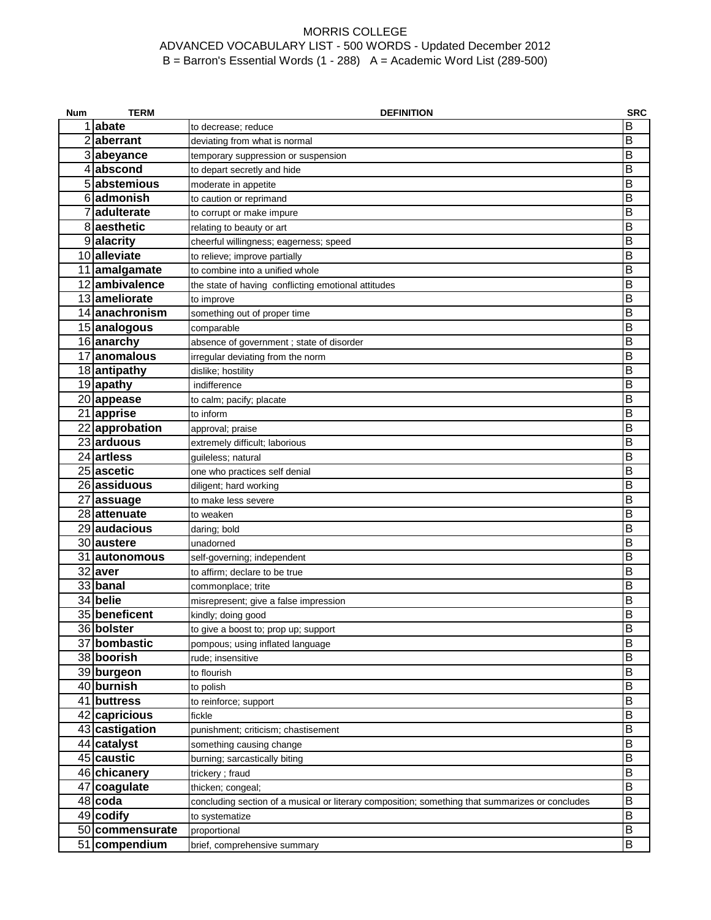# MORRIS COLLEGE
## ADVANCED VOCABULARY LIST - 500 WORDS - Updated December 2012
### B = Barron's Essential Words (1 - 288) A = Academic Word List (289-500)

| Num | TERM | DEFINITION | SRC |
|---|---|---|---|
| 1 | **abate** | to decrease; reduce | B |
| 2 | **aberrant** | deviating from what is normal | B |
| 3 | **abeyance** | temporary suppression or suspension | B |
| 4 | **abscond** | to depart secretly and hide | B |
| 5 | **abstemious** | moderate in appetite | B |
| 6 | **admonish** | to caution or reprimand | B |
| 7 | **adulterate** | to corrupt or make impure | B |
| 8 | **aesthetic** | relating to beauty or art | B |
| 9 | **alacrity** | cheerful willingness; eagerness; speed | B |
| 10 | **alleviate** | to relieve; improve partially | B |
| 11 | **amalgamate** | to combine into a unified whole | B |
| 12 | **ambivalence** | the state of having conflicting emotional attitudes | B |
| 13 | **ameliorate** | to improve | B |
| 14 | **anachronism** | something out of proper time | B |
| 15 | **analogous** | comparable | B |
| 16 | **anarchy** | absence of government ; state of disorder | B |
| 17 | **anomalous** | irregular deviating from the norm | B |
| 18 | **antipathy** | dislike; hostility | B |
| 19 | **apathy** | indifference | B |
| 20 | **appease** | to calm; pacify; placate | B |
| 21 | **apprise** | to inform | B |
| 22 | **approbation** | approval; praise | B |
| 23 | **arduous** | extremely difficult; laborious | B |
| 24 | **artless** | guileless; natural | B |
| 25 | **ascetic** | one who practices self denial | B |
| 26 | **assiduous** | diligent; hard working | B |
| 27 | **assuage** | to make less severe | B |
| 28 | **attenuate** | to weaken | B |
| 29 | **audacious** | daring; bold | B |
| 30 | **austere** | unadorned | B |
| 31 | **autonomous** | self-governing; independent | B |
| 32 | **aver** | to affirm; declare to be true | B |
| 33 | **banal** | commonplace; trite | B |
| 34 | **belie** | misrepresent; give a false impression | B |
| 35 | **beneficent** | kindly; doing good | B |
| 36 | **bolster** | to give a boost to; prop up; support | B |
| 37 | **bombastic** | pompous; using inflated language | B |
| 38 | **boorish** | rude; insensitive | B |
| 39 | **burgeon** | to flourish | B |
| 40 | **burnish** | to polish | B |
| 41 | **buttress** | to reinforce; support | B |
| 42 | **capricious** | fickle | B |
| 43 | **castigation** | punishment; criticism; chastisement | B |
| 44 | **catalyst** | something causing change | B |
| 45 | **caustic** | burning; sarcastically biting | B |
| 46 | **chicanery** | trickery ; fraud | B |
| 47 | **coagulate** | thicken; congeal; | B |
| 48 | **coda** | concluding section of a musical or literary composition; something that summarizes or concludes | B |
| 49 | **codify** | to systematize | B |
| 50 | **commensurate** | proportional | B |
| 51 | **compendium** | brief, comprehensive summary | B |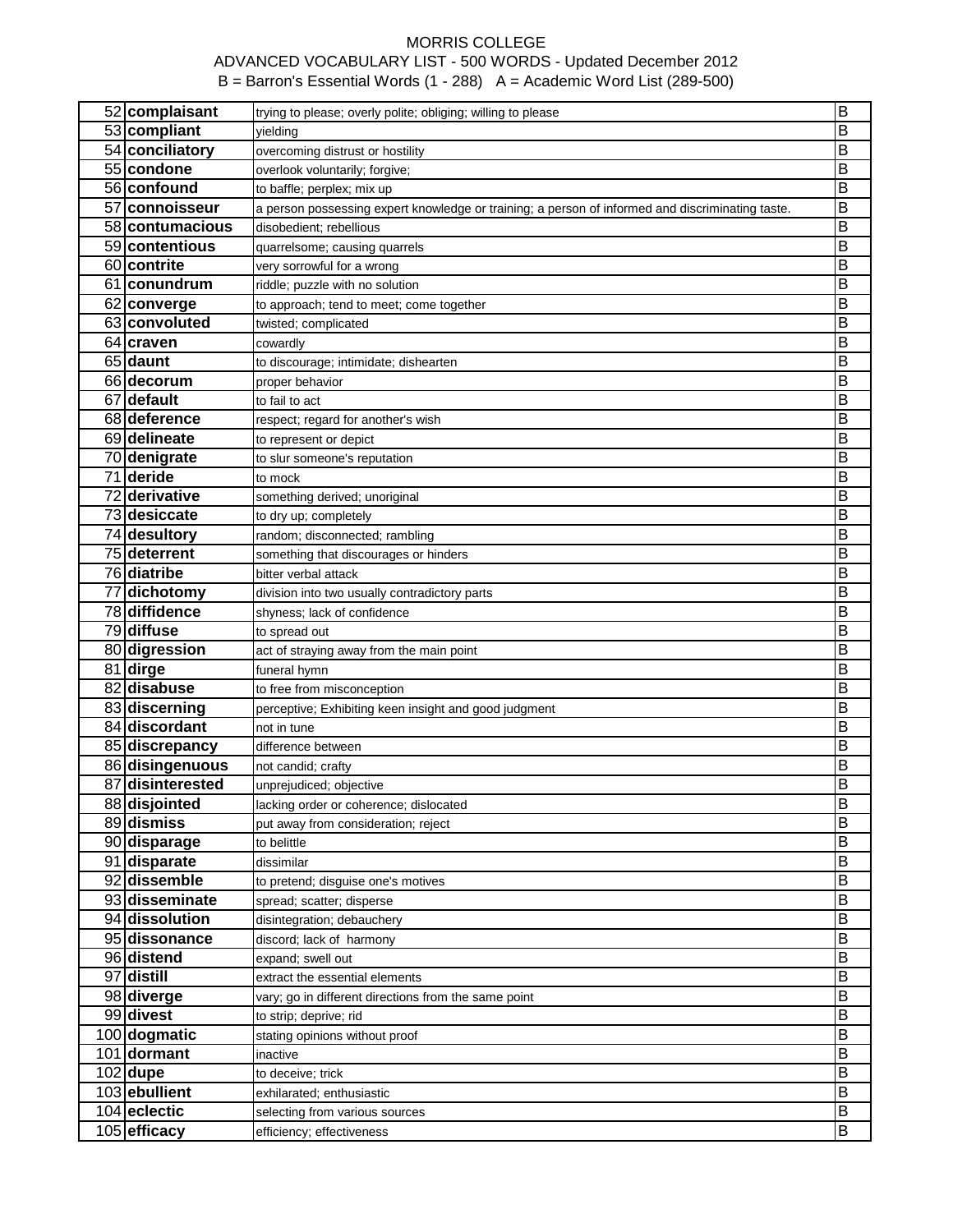MORRIS COLLEGE
ADVANCED VOCABULARY LIST - 500 WORDS - Updated December 2012
B = Barron's Essential Words (1 - 288) A = Academic Word List (289-500)

| | | | |
|---|---|---|---|
| 52 | **complaisant** | trying to please; overly polite; obliging; willing to please | B |
| 53 | **compliant** | yielding | B |
| 54 | **conciliatory** | overcoming distrust or hostility | B |
| 55 | **condone** | overlook voluntarily; forgive; | B |
| 56 | **confound** | to baffle; perplex; mix up | B |
| 57 | **connoisseur** | a person possessing expert knowledge or training; a person of informed and discriminating taste. | B |
| 58 | **contumacious** | disobedient; rebellious | B |
| 59 | **contentious** | quarrelsome; causing quarrels | B |
| 60 | **contrite** | very sorrowful for a wrong | B |
| 61 | **conundrum** | riddle; puzzle with no solution | B |
| 62 | **converge** | to approach; tend to meet; come together | B |
| 63 | **convoluted** | twisted; complicated | B |
| 64 | **craven** | cowardly | B |
| 65 | **daunt** | to discourage; intimidate; dishearten | B |
| 66 | **decorum** | proper behavior | B |
| 67 | **default** | to fail to act | B |
| 68 | **deference** | respect; regard for another's wish | B |
| 69 | **delineate** | to represent or depict | B |
| 70 | **denigrate** | to slur someone's reputation | B |
| 71 | **deride** | to mock | B |
| 72 | **derivative** | something derived; unoriginal | B |
| 73 | **desiccate** | to dry up; completely | B |
| 74 | **desultory** | random; disconnected; rambling | B |
| 75 | **deterrent** | something that discourages or hinders | B |
| 76 | **diatribe** | bitter verbal attack | B |
| 77 | **dichotomy** | division into two usually contradictory parts | B |
| 78 | **diffidence** | shyness; lack of confidence | B |
| 79 | **diffuse** | to spread out | B |
| 80 | **digression** | act of straying away from the main point | B |
| 81 | **dirge** | funeral hymn | B |
| 82 | **disabuse** | to free from misconception | B |
| 83 | **discerning** | perceptive; Exhibiting keen insight and good judgment | B |
| 84 | **discordant** | not in tune | B |
| 85 | **discrepancy** | difference between | B |
| 86 | **disingenuous** | not candid; crafty | B |
| 87 | **disinterested** | unprejudiced; objective | B |
| 88 | **disjointed** | lacking order or coherence; dislocated | B |
| 89 | **dismiss** | put away from consideration; reject | B |
| 90 | **disparage** | to belittle | B |
| 91 | **disparate** | dissimilar | B |
| 92 | **dissemble** | to pretend; disguise one's motives | B |
| 93 | **disseminate** | spread; scatter; disperse | B |
| 94 | **dissolution** | disintegration; debauchery | B |
| 95 | **dissonance** | discord; lack of harmony | B |
| 96 | **distend** | expand; swell out | B |
| 97 | **distill** | extract the essential elements | B |
| 98 | **diverge** | vary; go in different directions from the same point | B |
| 99 | **divest** | to strip; deprive; rid | B |
| 100 | **dogmatic** | stating opinions without proof | B |
| 101 | **dormant** | inactive | B |
| 102 | **dupe** | to deceive; trick | B |
| 103 | **ebullient** | exhilarated; enthusiastic | B |
| 104 | **eclectic** | selecting from various sources | B |
| 105 | **efficacy** | efficiency; effectiveness | B |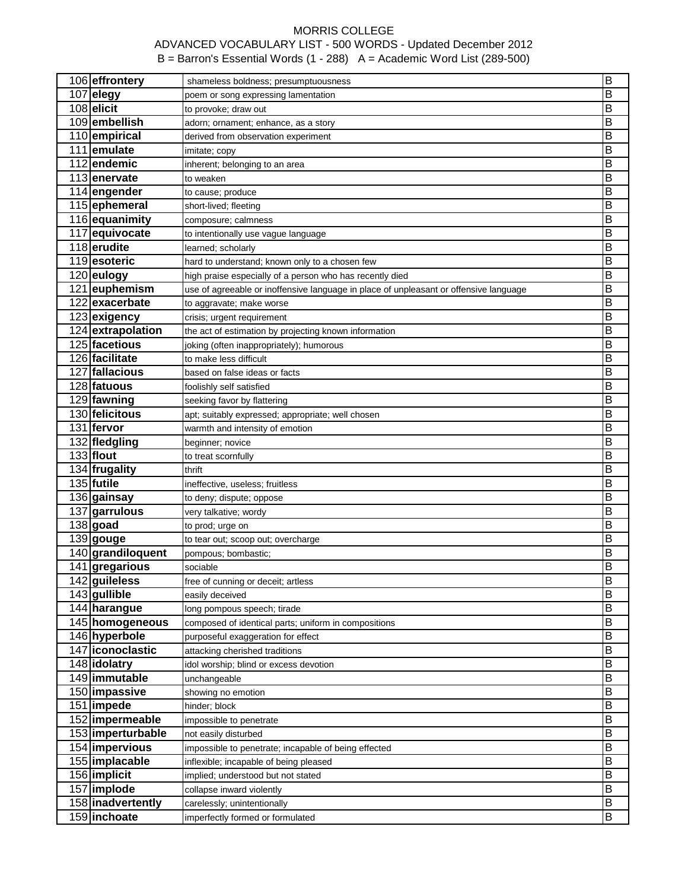| | | | |
|---|---|---|---|
| 106 | **effrontery** | shameless boldness; presumptuousness | B |
| 107 | **elegy** | poem or song expressing lamentation | B |
| 108 | **elicit** | to provoke; draw out | B |
| 109 | **embellish** | adorn; ornament; enhance, as a story | B |
| 110 | **empirical** | derived from observation experiment | B |
| 111 | **emulate** | imitate; copy | B |
| 112 | **endemic** | inherent; belonging to an area | B |
| 113 | **enervate** | to weaken | B |
| 114 | **engender** | to cause; produce | B |
| 115 | **ephemeral** | short-lived; fleeting | B |
| 116 | **equanimity** | composure; calmness | B |
| 117 | **equivocate** | to intentionally use vague language | B |
| 118 | **erudite** | learned; scholarly | B |
| 119 | **esoteric** | hard to understand; known only to a chosen few | B |
| 120 | **eulogy** | high praise especially of a person who has recently died | B |
| 121 | **euphemism** | use of agreeable or inoffensive language in place of unpleasant or offensive language | B |
| 122 | **exacerbate** | to aggravate; make worse | B |
| 123 | **exigency** | crisis; urgent requirement | B |
| 124 | **extrapolation** | the act of estimation by projecting known information | B |
| 125 | **facetious** | joking (often inappropriately); humorous | B |
| 126 | **facilitate** | to make less difficult | B |
| 127 | **fallacious** | based on false ideas or facts | B |
| 128 | **fatuous** | foolishly self satisfied | B |
| 129 | **fawning** | seeking favor by flattering | B |
| 130 | **felicitous** | apt; suitably expressed; appropriate; well chosen | B |
| 131 | **fervor** | warmth and intensity of emotion | B |
| 132 | **fledgling** | beginner; novice | B |
| 133 | **flout** | to treat scornfully | B |
| 134 | **frugality** | thrift | B |
| 135 | **futile** | ineffective, useless; fruitless | B |
| 136 | **gainsay** | to deny; dispute; oppose | B |
| 137 | **garrulous** | very talkative; wordy | B |
| 138 | **goad** | to prod; urge on | B |
| 139 | **gouge** | to tear out; scoop out; overcharge | B |
| 140 | **grandiloquent** | pompous; bombastic; | B |
| 141 | **gregarious** | sociable | B |
| 142 | **guileless** | free of cunning or deceit; artless | B |
| 143 | **gullible** | easily deceived | B |
| 144 | **harangue** | long pompous speech; tirade | B |
| 145 | **homogeneous** | composed of identical parts; uniform in compositions | B |
| 146 | **hyperbole** | purposeful exaggeration for effect | B |
| 147 | **iconoclastic** | attacking cherished traditions | B |
| 148 | **idolatry** | idol worship; blind or excess devotion | B |
| 149 | **immutable** | unchangeable | B |
| 150 | **impassive** | showing no emotion | B |
| 151 | **impede** | hinder; block | B |
| 152 | **impermeable** | impossible to penetrate | B |
| 153 | **imperturbable** | not easily disturbed | B |
| 154 | **impervious** | impossible to penetrate; incapable of being effected | B |
| 155 | **implacable** | inflexible; incapable of being pleased | B |
| 156 | **implicit** | implied; understood but not stated | B |
| 157 | **implode** | collapse inward violently | B |
| 158 | **inadvertently** | carelessly; unintentionally | B |
| 159 | **inchoate** | imperfectly formed or formulated | B |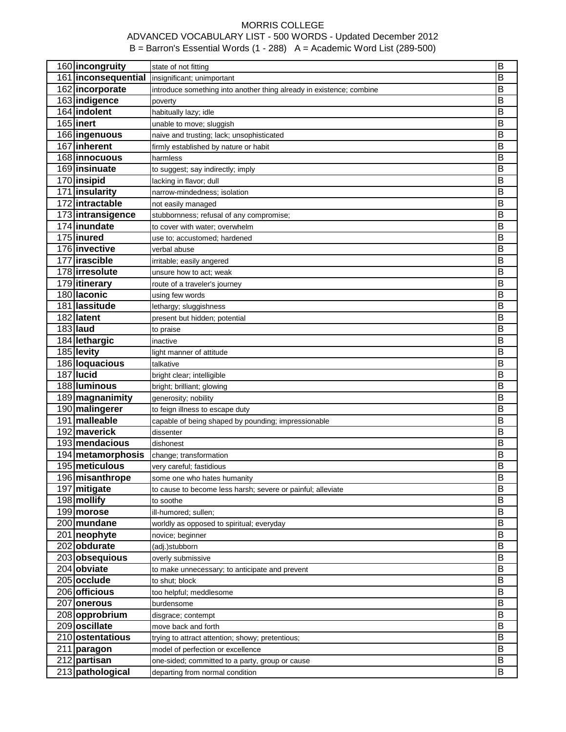MORRIS COLLEGE

ADVANCED VOCABULARY LIST - 500 WORDS - Updated December 2012

B = Barron's Essential Words (1 - 288)   A = Academic Word List (289-500)

| | | | |
|---|---|---|---|
| 160 | **incongruity** | state of not fitting | B |
| 161 | **inconsequential** | insignificant; unimportant | B |
| 162 | **incorporate** | introduce something into another thing already in existence; combine | B |
| 163 | **indigence** | poverty | B |
| 164 | **indolent** | habitually lazy; idle | B |
| 165 | **inert** | unable to move; sluggish | B |
| 166 | **ingenuous** | naive and trusting; lack; unsophisticated | B |
| 167 | **inherent** | firmly established by nature or habit | B |
| 168 | **innocuous** | harmless | B |
| 169 | **insinuate** | to suggest; say indirectly; imply | B |
| 170 | **insipid** | lacking in flavor; dull | B |
| 171 | **insularity** | narrow-mindedness; isolation | B |
| 172 | **intractable** | not easily managed | B |
| 173 | **intransigence** | stubbornness; refusal of any compromise; | B |
| 174 | **inundate** | to cover with water; overwhelm | B |
| 175 | **inured** | use to; accustomed; hardened | B |
| 176 | **invective** | verbal abuse | B |
| 177 | **irascible** | irritable; easily angered | B |
| 178 | **irresolute** | unsure how to act; weak | B |
| 179 | **itinerary** | route of a traveler's journey | B |
| 180 | **laconic** | using few words | B |
| 181 | **lassitude** | lethargy; sluggishness | B |
| 182 | **latent** | present but hidden; potential | B |
| 183 | **laud** | to praise | B |
| 184 | **lethargic** | inactive | B |
| 185 | **levity** | light manner of attitude | B |
| 186 | **loquacious** | talkative | B |
| 187 | **lucid** | bright clear; intelligible | B |
| 188 | **luminous** | bright; brilliant; glowing | B |
| 189 | **magnanimity** | generosity; nobility | B |
| 190 | **malingerer** | to feign illness to escape duty | B |
| 191 | **malleable** | capable of being shaped by pounding; impressionable | B |
| 192 | **maverick** | dissenter | B |
| 193 | **mendacious** | dishonest | B |
| 194 | **metamorphosis** | change; transformation | B |
| 195 | **meticulous** | very careful; fastidious | B |
| 196 | **misanthrope** | some one who hates humanity | B |
| 197 | **mitigate** | to cause to become less harsh; severe or painful; alleviate | B |
| 198 | **mollify** | to soothe | B |
| 199 | **morose** | ill-humored; sullen; | B |
| 200 | **mundane** | worldly as opposed to spiritual; everyday | B |
| 201 | **neophyte** | novice; beginner | B |
| 202 | **obdurate** | (adj.)stubborn | B |
| 203 | **obsequious** | overly submissive | B |
| 204 | **obviate** | to make unnecessary; to anticipate and prevent | B |
| 205 | **occlude** | to shut; block | B |
| 206 | **officious** | too helpful; meddlesome | B |
| 207 | **onerous** | burdensome | B |
| 208 | **opprobrium** | disgrace; contempt | B |
| 209 | **oscillate** | move back and forth | B |
| 210 | **ostentatious** | trying to attract attention; showy; pretentious; | B |
| 211 | **paragon** | model of perfection or excellence | B |
| 212 | **partisan** | one-sided; committed to a party, group or cause | B |
| 213 | **pathological** | departing from normal condition | B |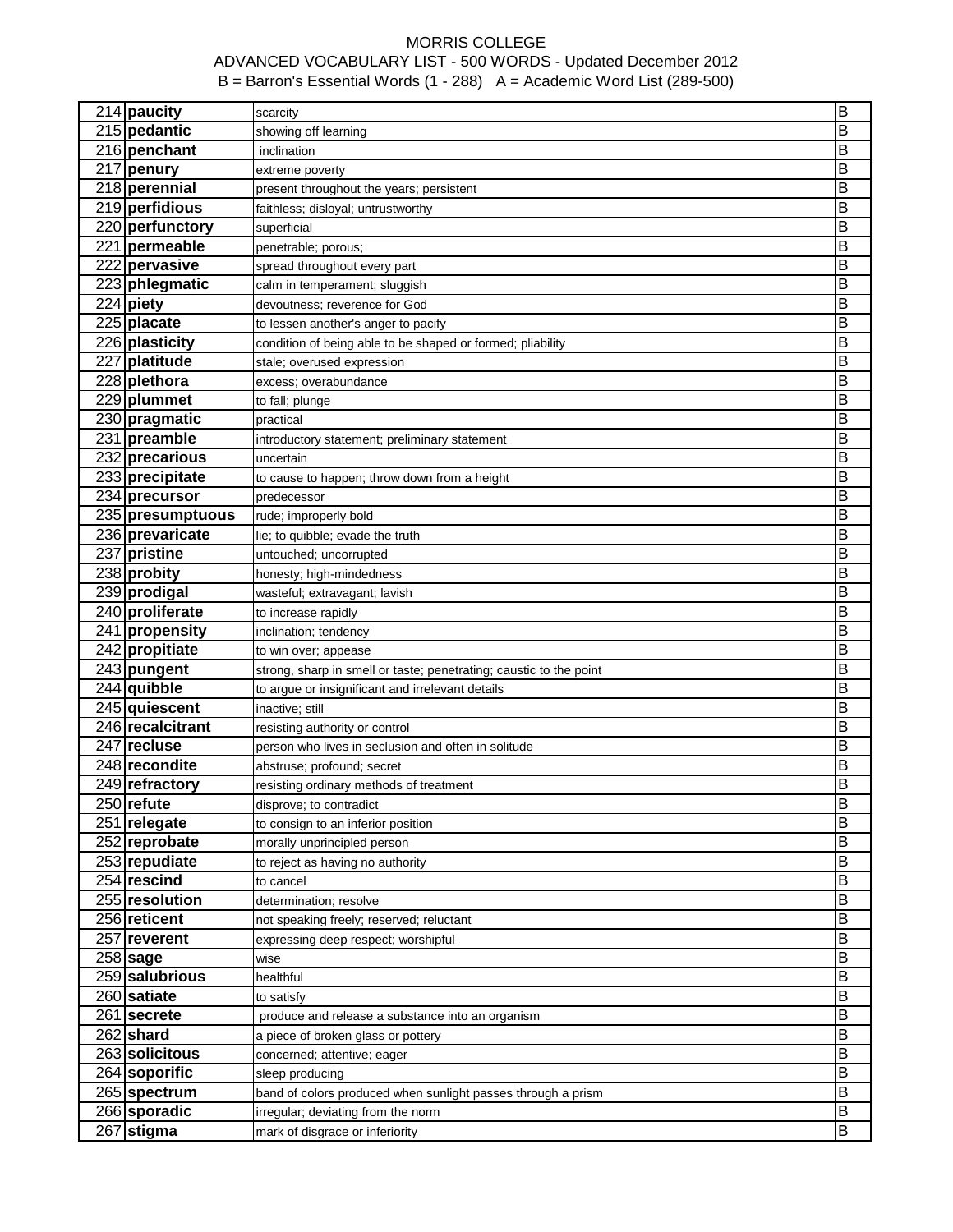| | | | |
|---|---|---|---|
| 214 | **paucity** | scarcity | B |
| 215 | **pedantic** | showing off learning | B |
| 216 | **penchant** | inclination | B |
| 217 | **penury** | extreme poverty | B |
| 218 | **perennial** | present throughout the years; persistent | B |
| 219 | **perfidious** | faithless; disloyal; untrustworthy | B |
| 220 | **perfunctory** | superficial | B |
| 221 | **permeable** | penetrable; porous; | B |
| 222 | **pervasive** | spread throughout every part | B |
| 223 | **phlegmatic** | calm in temperament; sluggish | B |
| 224 | **piety** | devoutness; reverence for God | B |
| 225 | **placate** | to lessen another's anger to pacify | B |
| 226 | **plasticity** | condition of being able to be shaped or formed; pliability | B |
| 227 | **platitude** | stale; overused expression | B |
| 228 | **plethora** | excess; overabundance | B |
| 229 | **plummet** | to fall; plunge | B |
| 230 | **pragmatic** | practical | B |
| 231 | **preamble** | introductory statement; preliminary statement | B |
| 232 | **precarious** | uncertain | B |
| 233 | **precipitate** | to cause to happen; throw down from a height | B |
| 234 | **precursor** | predecessor | B |
| 235 | **presumptuous** | rude; improperly bold | B |
| 236 | **prevaricate** | lie; to quibble; evade the truth | B |
| 237 | **pristine** | untouched; uncorrupted | B |
| 238 | **probity** | honesty; high-mindedness | B |
| 239 | **prodigal** | wasteful; extravagant; lavish | B |
| 240 | **proliferate** | to increase rapidly | B |
| 241 | **propensity** | inclination; tendency | B |
| 242 | **propitiate** | to win over; appease | B |
| 243 | **pungent** | strong, sharp in smell or taste; penetrating; caustic to the point | B |
| 244 | **quibble** | to argue or insignificant and irrelevant details | B |
| 245 | **quiescent** | inactive; still | B |
| 246 | **recalcitrant** | resisting authority or control | B |
| 247 | **recluse** | person who lives in seclusion and often in solitude | B |
| 248 | **recondite** | abstruse; profound; secret | B |
| 249 | **refractory** | resisting ordinary methods of treatment | B |
| 250 | **refute** | disprove; to contradict | B |
| 251 | **relegate** | to consign to an inferior position | B |
| 252 | **reprobate** | morally unprincipled person | B |
| 253 | **repudiate** | to reject as having no authority | B |
| 254 | **rescind** | to cancel | B |
| 255 | **resolution** | determination; resolve | B |
| 256 | **reticent** | not speaking freely; reserved; reluctant | B |
| 257 | **reverent** | expressing deep respect; worshipful | B |
| 258 | **sage** | wise | B |
| 259 | **salubrious** | healthful | B |
| 260 | **satiate** | to satisfy | B |
| 261 | **secrete** | produce and release a substance into an organism | B |
| 262 | **shard** | a piece of broken glass or pottery | B |
| 263 | **solicitous** | concerned; attentive; eager | B |
| 264 | **soporific** | sleep producing | B |
| 265 | **spectrum** | band of colors produced when sunlight passes through a prism | B |
| 266 | **sporadic** | irregular; deviating from the norm | B |
| 267 | **stigma** | mark of disgrace or inferiority | B |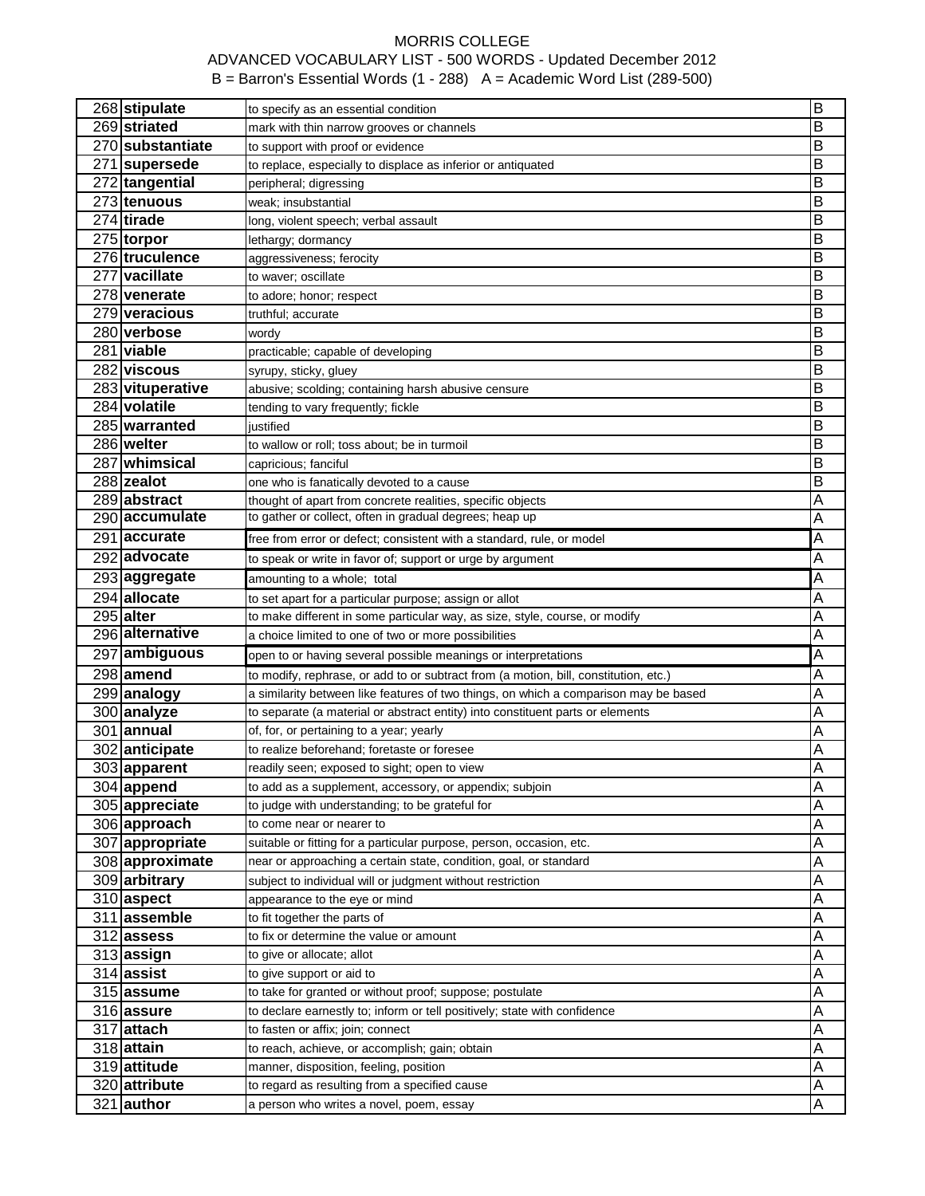# MORRIS COLLEGE

## ADVANCED VOCABULARY LIST - 500 WORDS - Updated December 2012

B = Barron's Essential Words (1 - 288) A = Academic Word List (289-500)

| # | Word | Definition | List |
|---|---|---|---|
| 268 | **stipulate** | to specify as an essential condition | B |
| 269 | **striated** | mark with thin narrow grooves or channels | B |
| 270 | **substantiate** | to support with proof or evidence | B |
| 271 | **supersede** | to replace, especially to displace as inferior or antiquated | B |
| 272 | **tangential** | peripheral; digressing | B |
| 273 | **tenuous** | weak; insubstantial | B |
| 274 | **tirade** | long, violent speech; verbal assault | B |
| 275 | **torpor** | lethargy; dormancy | B |
| 276 | **truculence** | aggressiveness; ferocity | B |
| 277 | **vacillate** | to waver; oscillate | B |
| 278 | **venerate** | to adore; honor; respect | B |
| 279 | **veracious** | truthful; accurate | B |
| 280 | **verbose** | wordy | B |
| 281 | **viable** | practicable; capable of developing | B |
| 282 | **viscous** | syrupy, sticky, gluey | B |
| 283 | **vituperative** | abusive; scolding; containing harsh abusive censure | B |
| 284 | **volatile** | tending to vary frequently; fickle | B |
| 285 | **warranted** | justified | B |
| 286 | **welter** | to wallow or roll; toss about; be in turmoil | B |
| 287 | **whimsical** | capricious; fanciful | B |
| 288 | **zealot** | one who is fanatically devoted to a cause | B |
| 289 | **abstract** | thought of apart from concrete realities, specific objects | A |
| 290 | **accumulate** | to gather or collect, often in gradual degrees; heap up | A |
| 291 | **accurate** | free from error or defect; consistent with a standard, rule, or model | A |
| 292 | **advocate** | to speak or write in favor of; support or urge by argument | A |
| 293 | **aggregate** | amounting to a whole; total | A |
| 294 | **allocate** | to set apart for a particular purpose; assign or allot | A |
| 295 | **alter** | to make different in some particular way, as size, style, course, or modify | A |
| 296 | **alternative** | a choice limited to one of two or more possibilities | A |
| 297 | **ambiguous** | open to or having several possible meanings or interpretations | A |
| 298 | **amend** | to modify, rephrase, or add to or subtract from (a motion, bill, constitution, etc.) | A |
| 299 | **analogy** | a similarity between like features of two things, on which a comparison may be based | A |
| 300 | **analyze** | to separate (a material or abstract entity) into constituent parts or elements | A |
| 301 | **annual** | of, for, or pertaining to a year; yearly | A |
| 302 | **anticipate** | to realize beforehand; foretaste or foresee | A |
| 303 | **apparent** | readily seen; exposed to sight; open to view | A |
| 304 | **append** | to add as a supplement, accessory, or appendix; subjoin | A |
| 305 | **appreciate** | to judge with understanding; to be grateful for | A |
| 306 | **approach** | to come near or nearer to | A |
| 307 | **appropriate** | suitable or fitting for a particular purpose, person, occasion, etc. | A |
| 308 | **approximate** | near or approaching a certain state, condition, goal, or standard | A |
| 309 | **arbitrary** | subject to individual will or judgment without restriction | A |
| 310 | **aspect** | appearance to the eye or mind | A |
| 311 | **assemble** | to fit together the parts of | A |
| 312 | **assess** | to fix or determine the value or amount | A |
| 313 | **assign** | to give or allocate; allot | A |
| 314 | **assist** | to give support or aid to | A |
| 315 | **assume** | to take for granted or without proof; suppose; postulate | A |
| 316 | **assure** | to declare earnestly to; inform or tell positively; state with confidence | A |
| 317 | **attach** | to fasten or affix; join; connect | A |
| 318 | **attain** | to reach, achieve, or accomplish; gain; obtain | A |
| 319 | **attitude** | manner, disposition, feeling, position | A |
| 320 | **attribute** | to regard as resulting from a specified cause | A |
| 321 | **author** | a person who writes a novel, poem, essay | A |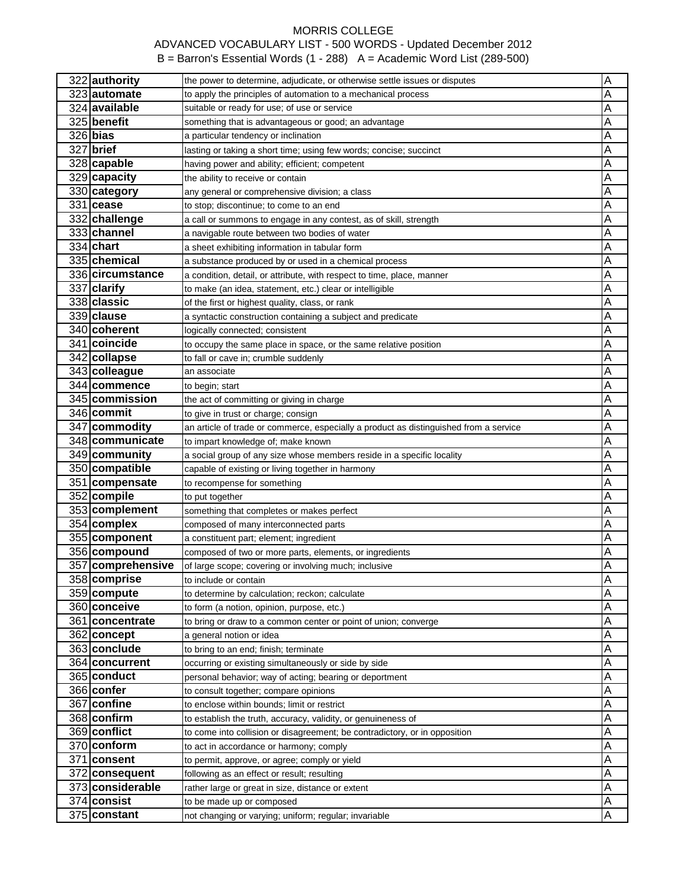MORRIS COLLEGE

ADVANCED VOCABULARY LIST - 500 WORDS - Updated December 2012

B = Barron's Essential Words (1 - 288)   A = Academic Word List (289-500)

| | | | |
|---|---|---|---|
| 322 | **authority** | the power to determine, adjudicate, or otherwise settle issues or disputes | A |
| 323 | **automate** | to apply the principles of automation to a mechanical process | A |
| 324 | **available** | suitable or ready for use; of use or service | A |
| 325 | **benefit** | something that is advantageous or good; an advantage | A |
| 326 | **bias** | a particular tendency or inclination | A |
| 327 | **brief** | lasting or taking a short time; using few words; concise; succinct | A |
| 328 | **capable** | having power and ability; efficient; competent | A |
| 329 | **capacity** | the ability to receive or contain | A |
| 330 | **category** | any general or comprehensive division; a class | A |
| 331 | **cease** | to stop; discontinue; to come to an end | A |
| 332 | **challenge** | a call or summons to engage in any contest, as of skill, strength | A |
| 333 | **channel** | a navigable route between two bodies of water | A |
| 334 | **chart** | a sheet exhibiting information in tabular form | A |
| 335 | **chemical** | a substance produced by or used in a chemical process | A |
| 336 | **circumstance** | a condition, detail, or attribute, with respect to time, place, manner | A |
| 337 | **clarify** | to make (an idea, statement, etc.) clear or intelligible | A |
| 338 | **classic** | of the first or highest quality, class, or rank | A |
| 339 | **clause** | a syntactic construction containing a subject and predicate | A |
| 340 | **coherent** | logically connected; consistent | A |
| 341 | **coincide** | to occupy the same place in space, or the same relative position | A |
| 342 | **collapse** | to fall or cave in; crumble suddenly | A |
| 343 | **colleague** | an associate | A |
| 344 | **commence** | to begin; start | A |
| 345 | **commission** | the act of committing or giving in charge | A |
| 346 | **commit** | to give in trust or charge; consign | A |
| 347 | **commodity** | an article of trade or commerce, especially a product as distinguished from a service | A |
| 348 | **communicate** | to impart knowledge of; make known | A |
| 349 | **community** | a social group of any size whose members reside in a specific locality | A |
| 350 | **compatible** | capable of existing or living together in harmony | A |
| 351 | **compensate** | to recompense for something | A |
| 352 | **compile** | to put together | A |
| 353 | **complement** | something that completes or makes perfect | A |
| 354 | **complex** | composed of many interconnected parts | A |
| 355 | **component** | a constituent part; element; ingredient | A |
| 356 | **compound** | composed of two or more parts, elements, or ingredients | A |
| 357 | **comprehensive** | of large scope; covering or involving much; inclusive | A |
| 358 | **comprise** | to include or contain | A |
| 359 | **compute** | to determine by calculation; reckon; calculate | A |
| 360 | **conceive** | to form (a notion, opinion, purpose, etc.) | A |
| 361 | **concentrate** | to bring or draw to a common center or point of union; converge | A |
| 362 | **concept** | a general notion or idea | A |
| 363 | **conclude** | to bring to an end; finish; terminate | A |
| 364 | **concurrent** | occurring or existing simultaneously or side by side | A |
| 365 | **conduct** | personal behavior; way of acting; bearing or deportment | A |
| 366 | **confer** | to consult together; compare opinions | A |
| 367 | **confine** | to enclose within bounds; limit or restrict | A |
| 368 | **confirm** | to establish the truth, accuracy, validity, or genuineness of | A |
| 369 | **conflict** | to come into collision or disagreement; be contradictory, or in opposition | A |
| 370 | **conform** | to act in accordance or harmony; comply | A |
| 371 | **consent** | to permit, approve, or agree; comply or yield | A |
| 372 | **consequent** | following as an effect or result; resulting | A |
| 373 | **considerable** | rather large or great in size, distance or extent | A |
| 374 | **consist** | to be made up or composed | A |
| 375 | **constant** | not changing or varying; uniform; regular; invariable | A |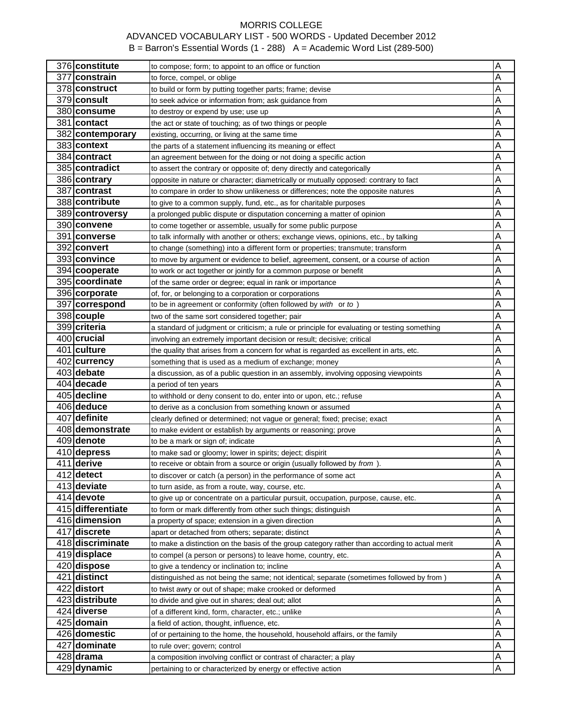MORRIS COLLEGE
ADVANCED VOCABULARY LIST - 500 WORDS - Updated December 2012
B = Barron's Essential Words (1 - 288) A = Academic Word List (289-500)

| # | Word | Definition | |
|---|---|---|---|
| 376 | **constitute** | to compose; form; to appoint to an office or function | A |
| 377 | **constrain** | to force, compel, or oblige | A |
| 378 | **construct** | to build or form by putting together parts; frame; devise | A |
| 379 | **consult** | to seek advice or information from; ask guidance from | A |
| 380 | **consume** | to destroy or expend by use; use up | A |
| 381 | **contact** | the act or state of touching; as of two things or people | A |
| 382 | **contemporary** | existing, occurring, or living at the same time | A |
| 383 | **context** | the parts of a statement influencing its meaning or effect | A |
| 384 | **contract** | an agreement between for the doing or not doing a specific action | A |
| 385 | **contradict** | to assert the contrary or opposite of; deny directly and categorically | A |
| 386 | **contrary** | opposite in nature or character; diametrically or mutually opposed: contrary to fact | A |
| 387 | **contrast** | to compare in order to show unlikeness or differences; note the opposite natures | A |
| 388 | **contribute** | to give to a common supply, fund, etc., as for charitable purposes | A |
| 389 | **controversy** | a prolonged public dispute or disputation concerning a matter of opinion | A |
| 390 | **convene** | to come together or assemble, usually for some public purpose | A |
| 391 | **converse** | to talk informally with another or others; exchange views, opinions, etc., by talking | A |
| 392 | **convert** | to change (something) into a different form or properties; transmute; transform | A |
| 393 | **convince** | to move by argument or evidence to belief, agreement, consent, or a course of action | A |
| 394 | **cooperate** | to work or act together or jointly for a common purpose or benefit | A |
| 395 | **coordinate** | of the same order or degree; equal in rank or importance | A |
| 396 | **corporate** | of, for, or belonging to a corporation or corporations | A |
| 397 | **correspond** | to be in agreement or conformity (often followed by *with* or *to* ) | A |
| 398 | **couple** | two of the same sort considered together; pair | A |
| 399 | **criteria** | a standard of judgment or criticism; a rule or principle for evaluating or testing something | A |
| 400 | **crucial** | involving an extremely important decision or result; decisive; critical | A |
| 401 | **culture** | the quality that arises from a concern for what is regarded as excellent in arts, etc. | A |
| 402 | **currency** | something that is used as a medium of exchange; money | A |
| 403 | **debate** | a discussion, as of a public question in an assembly, involving opposing viewpoints | A |
| 404 | **decade** | a period of ten years | A |
| 405 | **decline** | to withhold or deny consent to do, enter into or upon, etc.; refuse | A |
| 406 | **deduce** | to derive as a conclusion from something known or assumed | A |
| 407 | **definite** | clearly defined or determined; not vague or general; fixed; precise; exact | A |
| 408 | **demonstrate** | to make evident or establish by arguments or reasoning; prove | A |
| 409 | **denote** | to be a mark or sign of; indicate | A |
| 410 | **depress** | to make sad or gloomy; lower in spirits; deject; dispirit | A |
| 411 | **derive** | to receive or obtain from a source or origin (usually followed by *from* ). | A |
| 412 | **detect** | to discover or catch (a person) in the performance of some act | A |
| 413 | **deviate** | to turn aside, as from a route, way, course, etc. | A |
| 414 | **devote** | to give up or concentrate on a particular pursuit, occupation, purpose, cause, etc. | A |
| 415 | **differentiate** | to form or mark differently from other such things; distinguish | A |
| 416 | **dimension** | a property of space; extension in a given direction | A |
| 417 | **discrete** | apart or detached from others; separate; distinct | A |
| 418 | **discriminate** | to make a distinction on the basis of the group category rather than according to actual merit | A |
| 419 | **displace** | to compel (a person or persons) to leave home, country, etc. | A |
| 420 | **dispose** | to give a tendency or inclination to; incline | A |
| 421 | **distinct** | distinguished as not being the same; not identical; separate (sometimes followed by from ) | A |
| 422 | **distort** | to twist awry or out of shape; make crooked or deformed | A |
| 423 | **distribute** | to divide and give out in shares; deal out; allot | A |
| 424 | **diverse** | of a different kind, form, character, etc.; unlike | A |
| 425 | **domain** | a field of action, thought, influence, etc. | A |
| 426 | **domestic** | of or pertaining to the home, the household, household affairs, or the family | A |
| 427 | **dominate** | to rule over; govern; control | A |
| 428 | **drama** | a composition involving conflict or contrast of character; a play | A |
| 429 | **dynamic** | pertaining to or characterized by energy or effective action | A |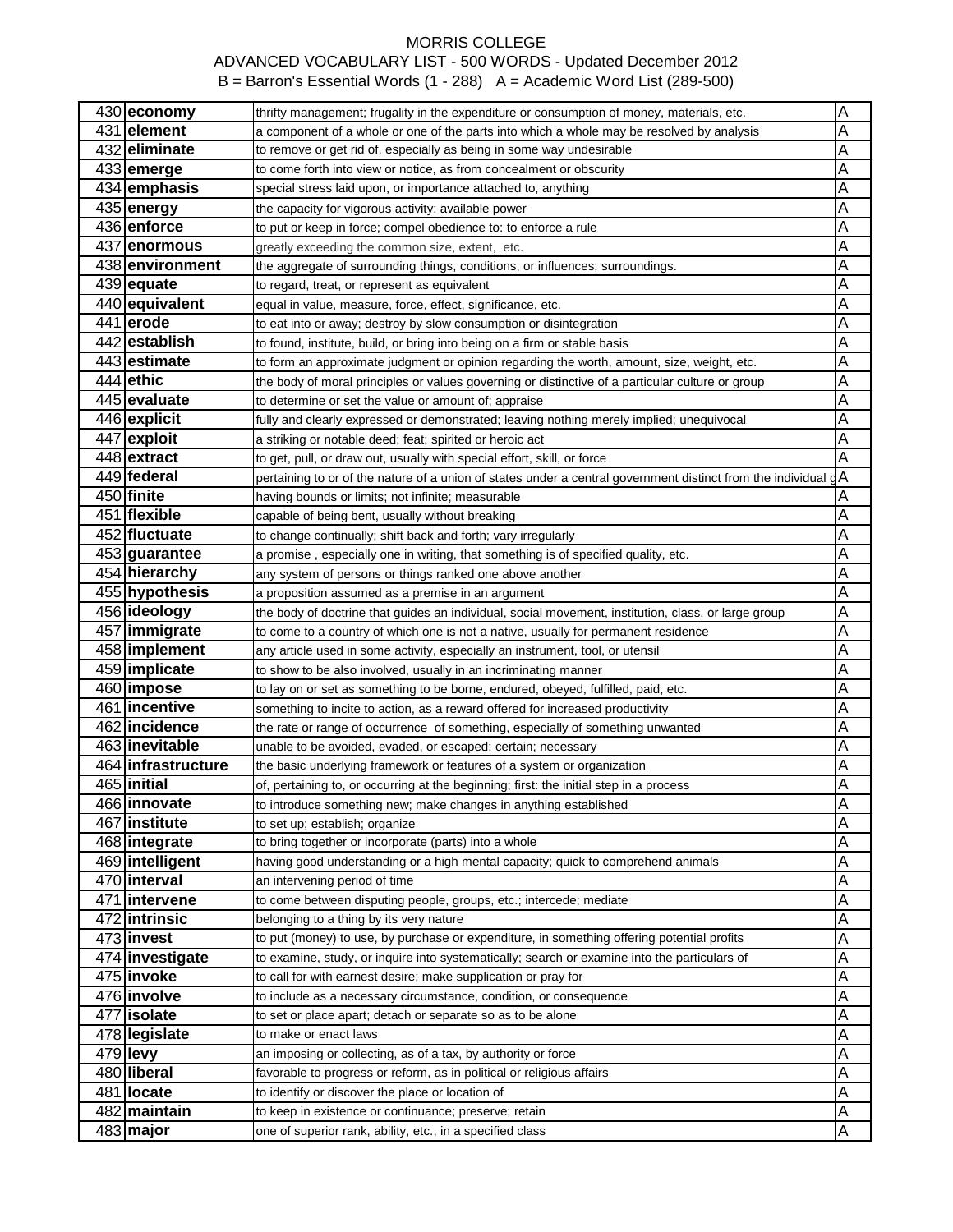MORRIS COLLEGE
ADVANCED VOCABULARY LIST - 500 WORDS - Updated December 2012
B = Barron's Essential Words (1 - 288) A = Academic Word List (289-500)

| | | | |
|---|---|---|---|
| 430 | **economy** | thrifty management; frugality in the expenditure or consumption of money, materials, etc. | A |
| 431 | **element** | a component of a whole or one of the parts into which a whole may be resolved by analysis | A |
| 432 | **eliminate** | to remove or get rid of, especially as being in some way undesirable | A |
| 433 | **emerge** | to come forth into view or notice, as from concealment or obscurity | A |
| 434 | **emphasis** | special stress laid upon, or importance attached to, anything | A |
| 435 | **energy** | the capacity for vigorous activity; available power | A |
| 436 | **enforce** | to put or keep in force; compel obedience to: to enforce a rule | A |
| 437 | **enormous** | greatly exceeding the common size, extent, etc. | A |
| 438 | **environment** | the aggregate of surrounding things, conditions, or influences; surroundings. | A |
| 439 | **equate** | to regard, treat, or represent as equivalent | A |
| 440 | **equivalent** | equal in value, measure, force, effect, significance, etc. | A |
| 441 | **erode** | to eat into or away; destroy by slow consumption or disintegration | A |
| 442 | **establish** | to found, institute, build, or bring into being on a firm or stable basis | A |
| 443 | **estimate** | to form an approximate judgment or opinion regarding the worth, amount, size, weight, etc. | A |
| 444 | **ethic** | the body of moral principles or values governing or distinctive of a particular culture or group | A |
| 445 | **evaluate** | to determine or set the value or amount of; appraise | A |
| 446 | **explicit** | fully and clearly expressed or demonstrated; leaving nothing merely implied; unequivocal | A |
| 447 | **exploit** | a striking or notable deed; feat; spirited or heroic act | A |
| 448 | **extract** | to get, pull, or draw out, usually with special effort, skill, or force | A |
| 449 | **federal** | pertaining to or of the nature of a union of states under a central government distinct from the individual g | A |
| 450 | **finite** | having bounds or limits; not infinite; measurable | A |
| 451 | **flexible** | capable of being bent, usually without breaking | A |
| 452 | **fluctuate** | to change continually; shift back and forth; vary irregularly | A |
| 453 | **guarantee** | a promise , especially one in writing, that something is of specified quality, etc. | A |
| 454 | **hierarchy** | any system of persons or things ranked one above another | A |
| 455 | **hypothesis** | a proposition assumed as a premise in an argument | A |
| 456 | **ideology** | the body of doctrine that guides an individual, social movement, institution, class, or large group | A |
| 457 | **immigrate** | to come to a country of which one is not a native, usually for permanent residence | A |
| 458 | **implement** | any article used in some activity, especially an instrument, tool, or utensil | A |
| 459 | **implicate** | to show to be also involved, usually in an incriminating manner | A |
| 460 | **impose** | to lay on or set as something to be borne, endured, obeyed, fulfilled, paid, etc. | A |
| 461 | **incentive** | something to incite to action, as a reward offered for increased productivity | A |
| 462 | **incidence** | the rate or range of occurrence of something, especially of something unwanted | A |
| 463 | **inevitable** | unable to be avoided, evaded, or escaped; certain; necessary | A |
| 464 | **infrastructure** | the basic underlying framework or features of a system or organization | A |
| 465 | **initial** | of, pertaining to, or occurring at the beginning; first: the initial step in a process | A |
| 466 | **innovate** | to introduce something new; make changes in anything established | A |
| 467 | **institute** | to set up; establish; organize | A |
| 468 | **integrate** | to bring together or incorporate (parts) into a whole | A |
| 469 | **intelligent** | having good understanding or a high mental capacity; quick to comprehend animals | A |
| 470 | **interval** | an intervening period of time | A |
| 471 | **intervene** | to come between disputing people, groups, etc.; intercede; mediate | A |
| 472 | **intrinsic** | belonging to a thing by its very nature | A |
| 473 | **invest** | to put (money) to use, by purchase or expenditure, in something offering potential profits | A |
| 474 | **investigate** | to examine, study, or inquire into systematically; search or examine into the particulars of | A |
| 475 | **invoke** | to call for with earnest desire; make supplication or pray for | A |
| 476 | **involve** | to include as a necessary circumstance, condition, or consequence | A |
| 477 | **isolate** | to set or place apart; detach or separate so as to be alone | A |
| 478 | **legislate** | to make or enact laws | A |
| 479 | **levy** | an imposing or collecting, as of a tax, by authority or force | A |
| 480 | **liberal** | favorable to progress or reform, as in political or religious affairs | A |
| 481 | **locate** | to identify or discover the place or location of | A |
| 482 | **maintain** | to keep in existence or continuance; preserve; retain | A |
| 483 | **major** | one of superior rank, ability, etc., in a specified class | A |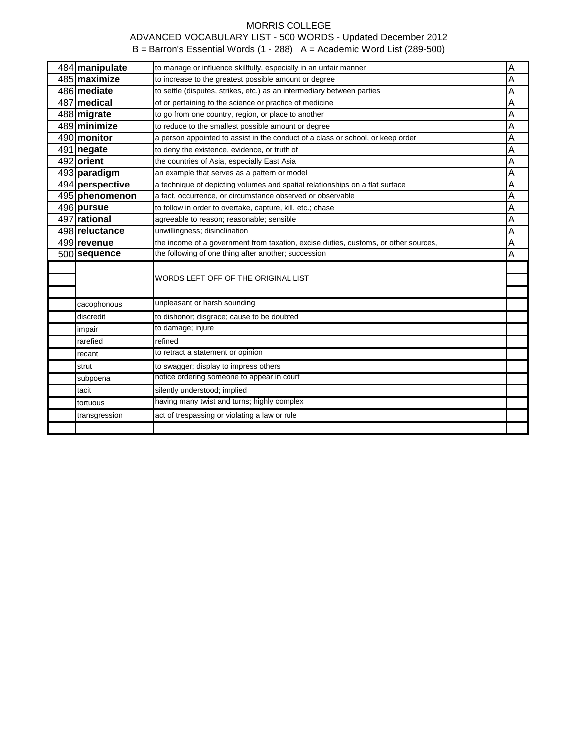MORRIS COLLEGE
ADVANCED VOCABULARY LIST - 500 WORDS - Updated December 2012
B = Barron's Essential Words (1 - 288) A = Academic Word List (289-500)

| | | | |
|---|---|---|---|
| 484 | **manipulate** | to manage or influence skillfully, especially in an unfair manner | A |
| 485 | **maximize** | to increase to the greatest possible amount or degree | A |
| 486 | **mediate** | to settle (disputes, strikes, etc.) as an intermediary between parties | A |
| 487 | **medical** | of or pertaining to the science or practice of medicine | A |
| 488 | **migrate** | to go from one country, region, or place to another | A |
| 489 | **minimize** | to reduce to the smallest possible amount or degree | A |
| 490 | **monitor** | a person appointed to assist in the conduct of a class or school, or keep order | A |
| 491 | **negate** | to deny the existence, evidence, or truth of | A |
| 492 | **orient** | the countries of Asia, especially East Asia | A |
| 493 | **paradigm** | an example that serves as a pattern or model | A |
| 494 | **perspective** | a technique of depicting volumes and spatial relationships on a flat surface | A |
| 495 | **phenomenon** | a fact, occurrence, or circumstance observed or observable | A |
| 496 | **pursue** | to follow in order to overtake, capture, kill, etc.; chase | A |
| 497 | **rational** | agreeable to reason; reasonable; sensible | A |
| 498 | **reluctance** | unwillingness; disinclination | A |
| 499 | **revenue** | the income of a government from taxation, excise duties, customs, or other sources, | A |
| 500 | **sequence** | the following of one thing after another; succession | A |
| | | WORDS LEFT OFF OF THE ORIGINAL LIST | |
| | cacophonous | unpleasant or harsh sounding | |
| | discredit | to dishonor; disgrace; cause to be doubted | |
| | impair | to damage; injure | |
| | rarefied | refined | |
| | recant | to retract a statement or opinion | |
| | strut | to swagger; display to impress others | |
| | subpoena | notice ordering someone to appear in court | |
| | tacit | silently understood; implied | |
| | tortuous | having many twist and turns; highly complex | |
| | transgression | act of trespassing or violating a law or rule | |